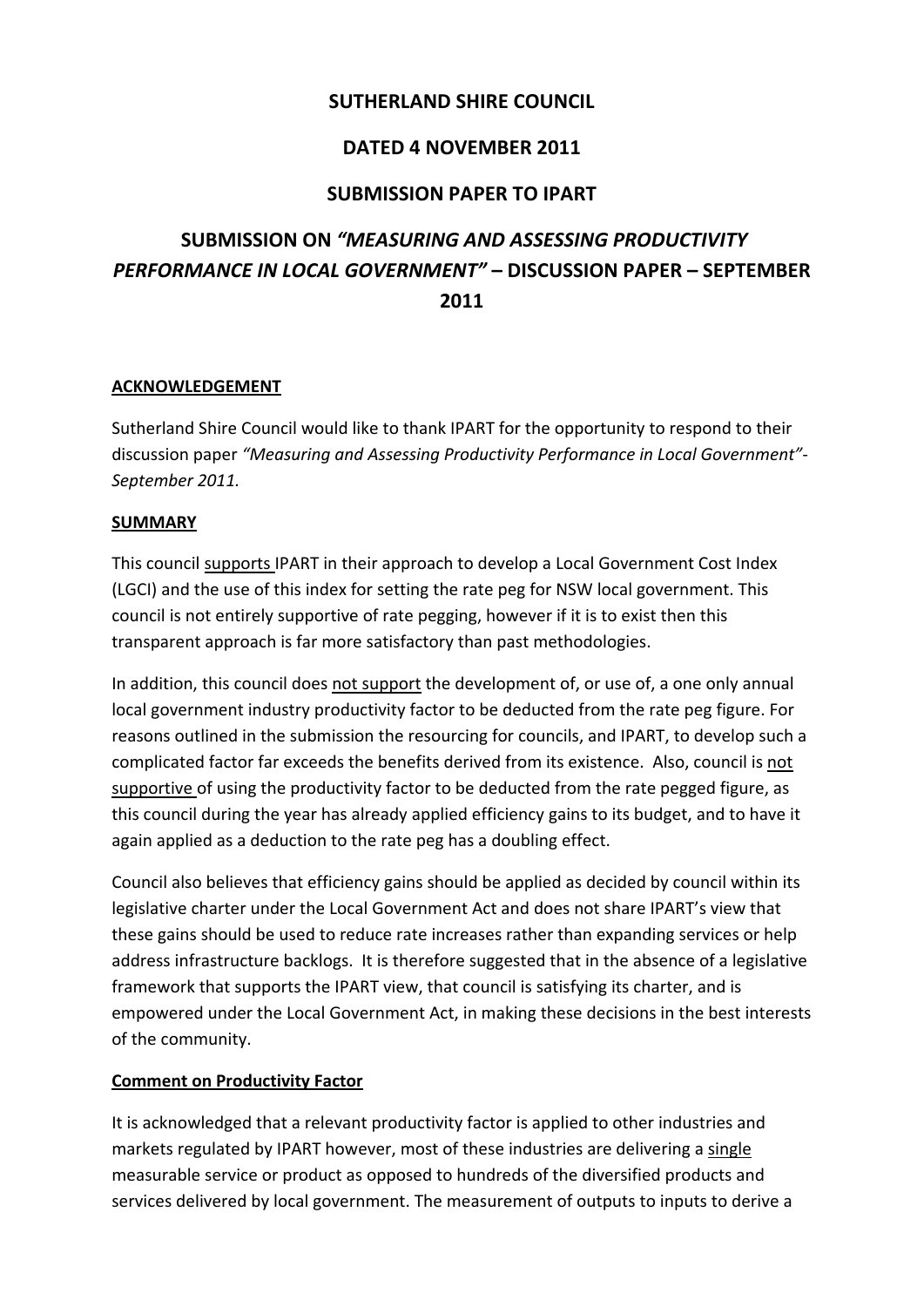# SUTHERLAND SHIRE COUNCIL

## DATED 4 NOVEMBER 2011

## SUBMISSION PAPER TO IPART

## SUBMISSION ON *"MEASURING AND ASSESSING PRODUCTIVITY PERFORMANCE IN LOCAL GOVERNMENT"* – DISCUSSION PAPER – SEPTEMBER 2011

### ACKNOWLEDGEMENT

Sutherland Shire Council would like to thank IPART for the opportunity to respond to their discussion paper *"Measuring and Assessing Productivity Performance in Local Government"- September 2011.*

### SUMMARY

This council supports IPART in their approach to develop a Local Government Cost Index (LGCI) and the use of this index for setting the rate peg for NSW local government. This council is not entirely supportive of rate pegging, however if it is to exist then this transparent approach is far more satisfactory than past methodologies.

In addition, this council does not support the development of, or use of, a one only annual local government industry productivity factor to be deducted from the rate peg figure. For reasons outlined in the submission the resourcing for councils, and IPART, to develop such a complicated factor far exceeds the benefits derived from its existence. Also, council is not supportive of using the productivity factor to be deducted from the rate pegged figure, as this council during the year has already applied efficiency gains to its budget, and to have it again applied as a deduction to the rate peg has a doubling effect.

Council also believes that efficiency gains should be applied as decided by council within its legislative charter under the Local Government Act and does not share IPART's view that these gains should be used to reduce rate increases rather than expanding services or help address infrastructure backlogs. It is therefore suggested that in the absence of a legislative framework that supports the IPART view, that council is satisfying its charter, and is empowered under the Local Government Act, in making these decisions in the best interests of the community.

### Comment on Productivity Factor

It is acknowledged that a relevant productivity factor is applied to other industries and markets regulated by IPART however, most of these industries are delivering a single measurable service or product as opposed to hundreds of the diversified products and services delivered by local government. The measurement of outputs to inputs to derive a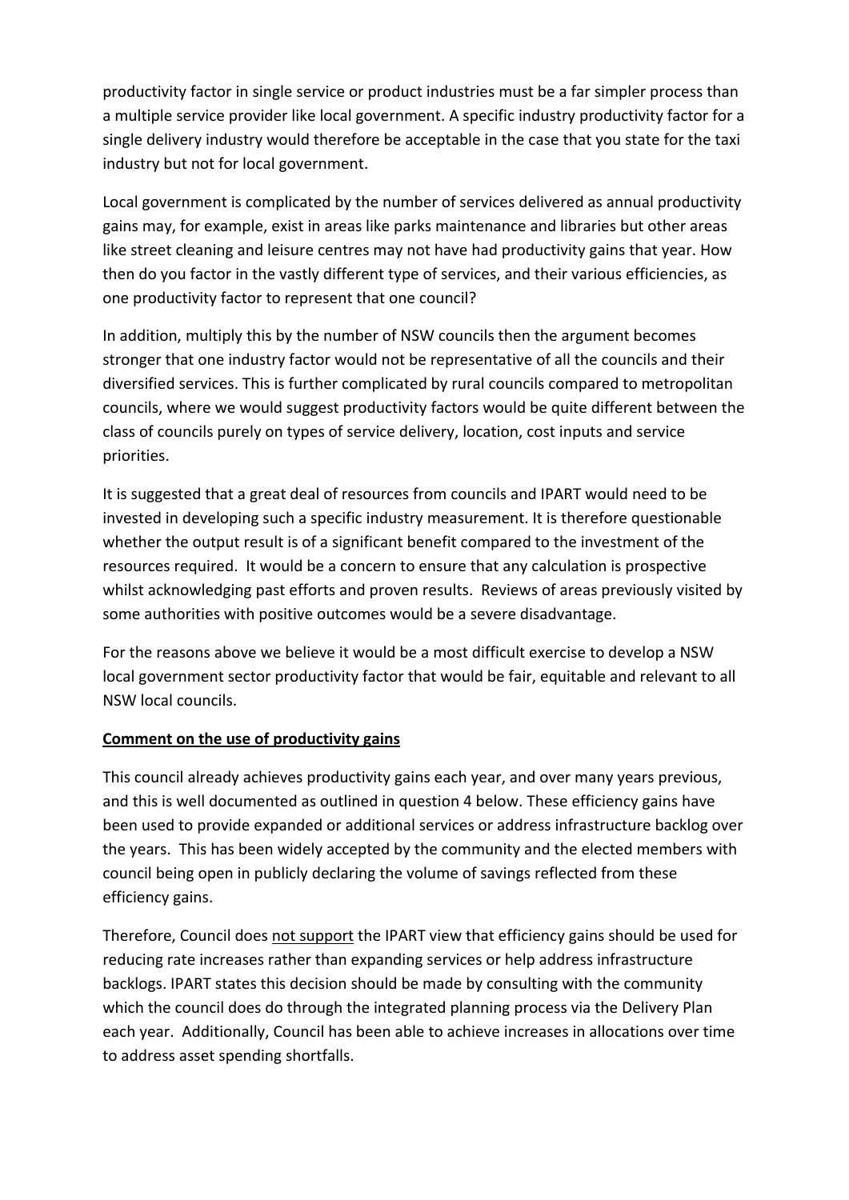productivity factor in single service or product industries must be a far simpler process than a multiple service provider like local government. A specific industry productivity factor for a single delivery industry would therefore be acceptable in the case that you state for the taxi industry but not for local government.

Local government is complicated by the number of services delivered as annual productivity gains may, for example, exist in areas like parks maintenance and libraries but other areas like street cleaning and leisure centres may not have had productivity gains that year. How then do you factor in the vastly different type of services, and their various efficiencies, as one productivity factor to represent that one council?

In addition, multiply this by the number of NSW councils then the argument becomes stronger that one industry factor would not be representative of all the councils and their diversified services. This is further complicated by rural councils compared to metropolitan councils, where we would suggest productivity factors would be quite different between the class of councils purely on types of service delivery, location, cost inputs and service priorities.

It is suggested that a great deal of resources from councils and IPART would need to be invested in developing such a specific industry measurement. It is therefore questionable whether the output result is of a significant benefit compared to the investment of the resources required. It would be a concern to ensure that any calculation is prospective whilst acknowledging past efforts and proven results. Reviews of areas previously visited by some authorities with positive outcomes would be a severe disadvantage.

For the reasons above we believe it would be a most difficult exercise to develop a NSW local government sector productivity factor that would be fair, equitable and relevant to all NSW local councils.

**Comment on the use of productivity gains**

This council already achieves productivity gains each year, and over many years previous, and this is well documented as outlined in question 4 below. These efficiency gains have been used to provide expanded or additional services or address infrastructure backlog over the years. This has been widely accepted by the community and the elected members with council being open in publicly declaring the volume of savings reflected from these efficiency gains.

Therefore, Council does not support the IPART view that efficiency gains should be used for reducing rate increases rather than expanding services or help address infrastructure backlogs. IPART states this decision should be made by consulting with the community which the council does do through the integrated planning process via the Delivery Plan each year. Additionally, Council has been able to achieve increases in allocations over time to address asset spending shortfalls.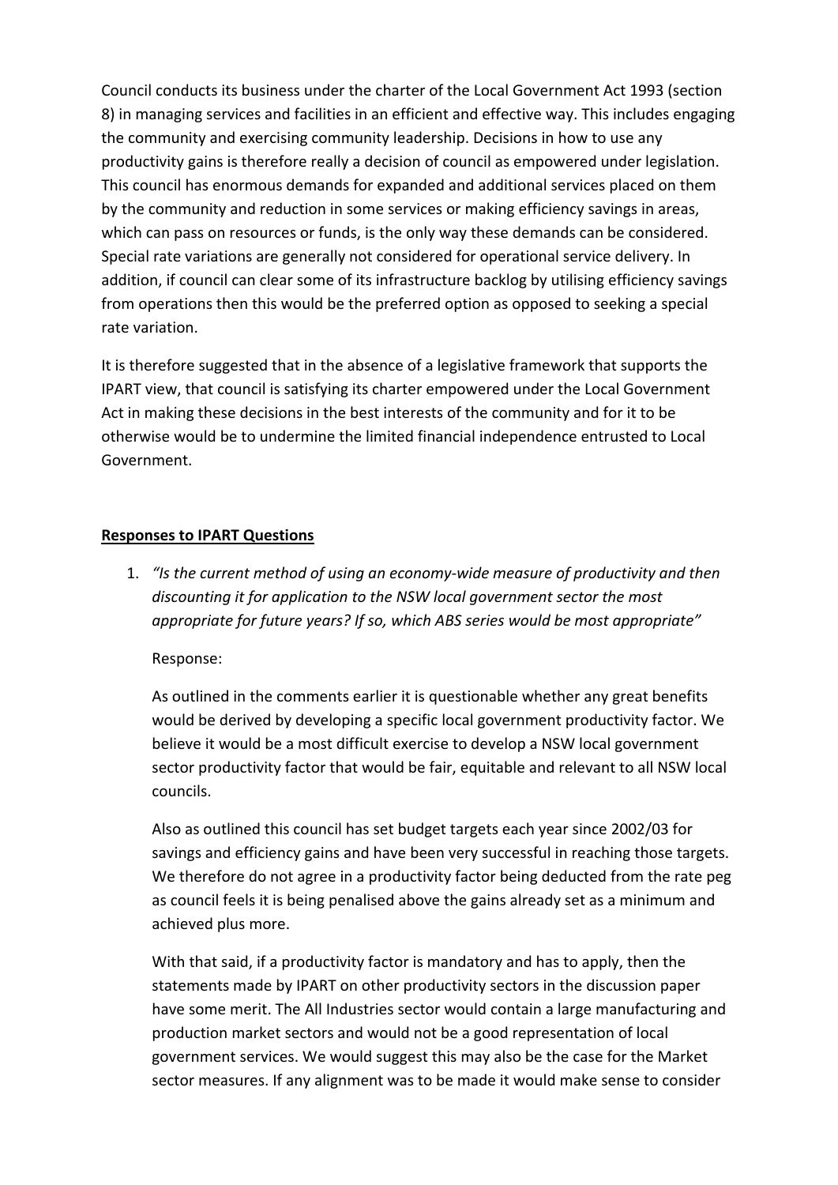Council conducts its business under the charter of the Local Government Act 1993 (section 8) in managing services and facilities in an efficient and effective way. This includes engaging the community and exercising community leadership. Decisions in how to use any productivity gains is therefore really a decision of council as empowered under legislation. This council has enormous demands for expanded and additional services placed on them by the community and reduction in some services or making efficiency savings in areas, which can pass on resources or funds, is the only way these demands can be considered. Special rate variations are generally not considered for operational service delivery. In addition, if council can clear some of its infrastructure backlog by utilising efficiency savings from operations then this would be the preferred option as opposed to seeking a special rate variation.

It is therefore suggested that in the absence of a legislative framework that supports the IPART view, that council is satisfying its charter empowered under the Local Government Act in making these decisions in the best interests of the community and for it to be otherwise would be to undermine the limited financial independence entrusted to Local Government.

**Responses to IPART Questions**

1. *"Is the current method of using an economy-wide measure of productivity and then discounting it for application to the NSW local government sector the most appropriate for future years? If so, which ABS series would be most appropriate"*

   Response:

   As outlined in the comments earlier it is questionable whether any great benefits would be derived by developing a specific local government productivity factor. We believe it would be a most difficult exercise to develop a NSW local government sector productivity factor that would be fair, equitable and relevant to all NSW local councils.

   Also as outlined this council has set budget targets each year since 2002/03 for savings and efficiency gains and have been very successful in reaching those targets. We therefore do not agree in a productivity factor being deducted from the rate peg as council feels it is being penalised above the gains already set as a minimum and achieved plus more.

   With that said, if a productivity factor is mandatory and has to apply, then the statements made by IPART on other productivity sectors in the discussion paper have some merit. The All Industries sector would contain a large manufacturing and production market sectors and would not be a good representation of local government services. We would suggest this may also be the case for the Market sector measures. If any alignment was to be made it would make sense to consider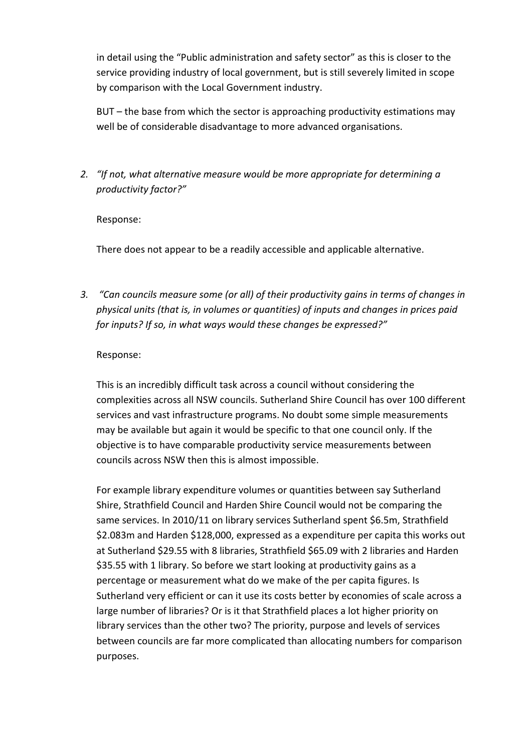in detail using the "Public administration and safety sector" as this is closer to the service providing industry of local government, but is still severely limited in scope by comparison with the Local Government industry.

BUT – the base from which the sector is approaching productivity estimations may well be of considerable disadvantage to more advanced organisations.

2. *"If not, what alternative measure would be more appropriate for determining a productivity factor?"*

   Response:

   There does not appear to be a readily accessible and applicable alternative.

3. *"Can councils measure some (or all) of their productivity gains in terms of changes in physical units (that is, in volumes or quantities) of inputs and changes in prices paid for inputs? If so, in what ways would these changes be expressed?"*

   Response:

   This is an incredibly difficult task across a council without considering the complexities across all NSW councils. Sutherland Shire Council has over 100 different services and vast infrastructure programs. No doubt some simple measurements may be available but again it would be specific to that one council only. If the objective is to have comparable productivity service measurements between councils across NSW then this is almost impossible.

   For example library expenditure volumes or quantities between say Sutherland Shire, Strathfield Council and Harden Shire Council would not be comparing the same services. In 2010/11 on library services Sutherland spent $6.5m, Strathfield $2.083m and Harden $128,000, expressed as a expenditure per capita this works out at Sutherland $29.55 with 8 libraries, Strathfield $65.09 with 2 libraries and Harden $35.55 with 1 library. So before we start looking at productivity gains as a percentage or measurement what do we make of the per capita figures. Is Sutherland very efficient or can it use its costs better by economies of scale across a large number of libraries? Or is it that Strathfield places a lot higher priority on library services than the other two? The priority, purpose and levels of services between councils are far more complicated than allocating numbers for comparison purposes.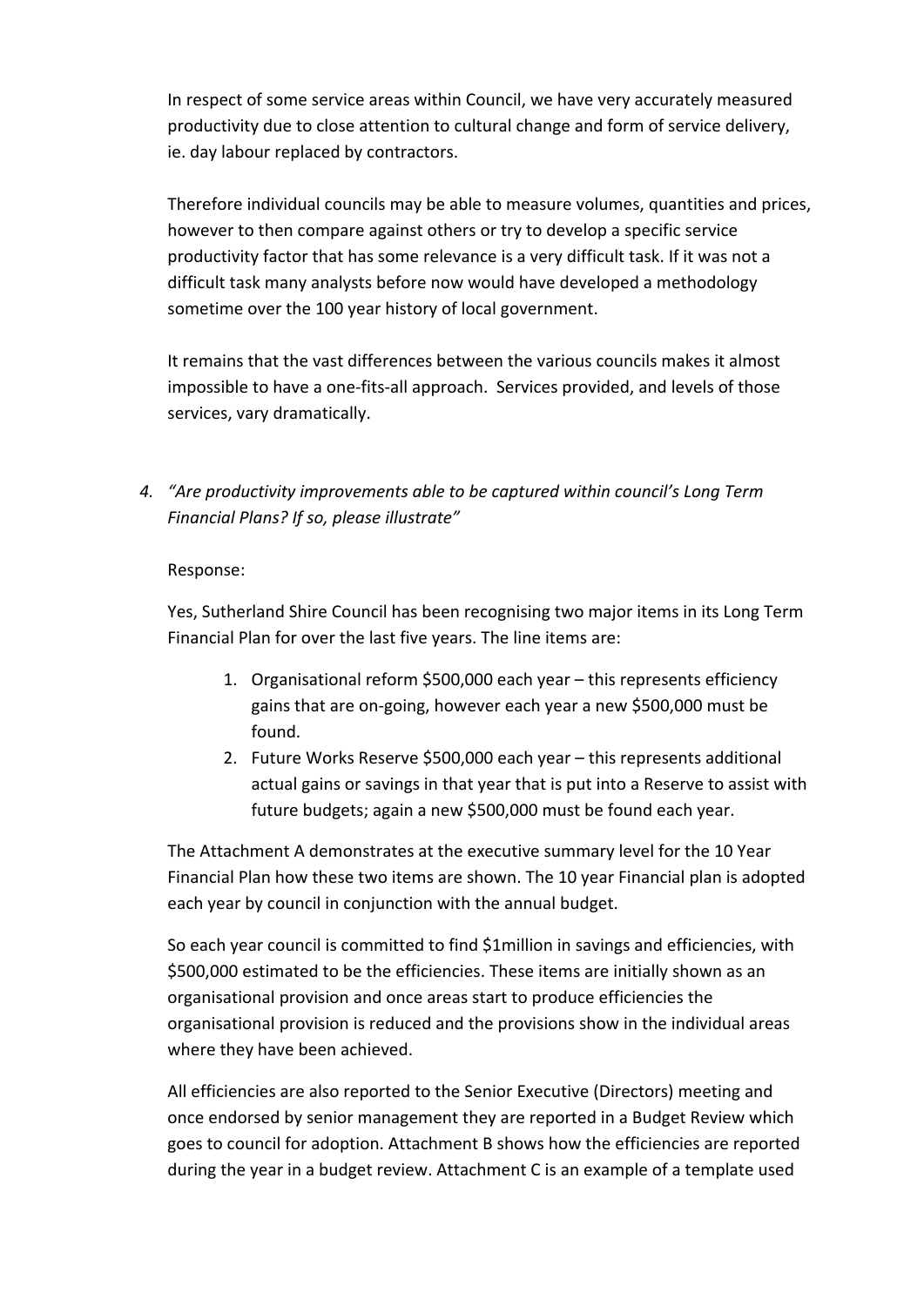In respect of some service areas within Council, we have very accurately measured productivity due to close attention to cultural change and form of service delivery, ie. day labour replaced by contractors.

Therefore individual councils may be able to measure volumes, quantities and prices, however to then compare against others or try to develop a specific service productivity factor that has some relevance is a very difficult task. If it was not a difficult task many analysts before now would have developed a methodology sometime over the 100 year history of local government.

It remains that the vast differences between the various councils makes it almost impossible to have a one-fits-all approach. Services provided, and levels of those services, vary dramatically.

4. *"Are productivity improvements able to be captured within council's Long Term Financial Plans? If so, please illustrate"*

Response:

Yes, Sutherland Shire Council has been recognising two major items in its Long Term Financial Plan for over the last five years. The line items are:

1. Organisational reform $500,000 each year – this represents efficiency gains that are on-going, however each year a new $500,000 must be found.
2. Future Works Reserve $500,000 each year – this represents additional actual gains or savings in that year that is put into a Reserve to assist with future budgets; again a new $500,000 must be found each year.

The Attachment A demonstrates at the executive summary level for the 10 Year Financial Plan how these two items are shown. The 10 year Financial plan is adopted each year by council in conjunction with the annual budget.

So each year council is committed to find $1million in savings and efficiencies, with $500,000 estimated to be the efficiencies. These items are initially shown as an organisational provision and once areas start to produce efficiencies the organisational provision is reduced and the provisions show in the individual areas where they have been achieved.

All efficiencies are also reported to the Senior Executive (Directors) meeting and once endorsed by senior management they are reported in a Budget Review which goes to council for adoption. Attachment B shows how the efficiencies are reported during the year in a budget review. Attachment C is an example of a template used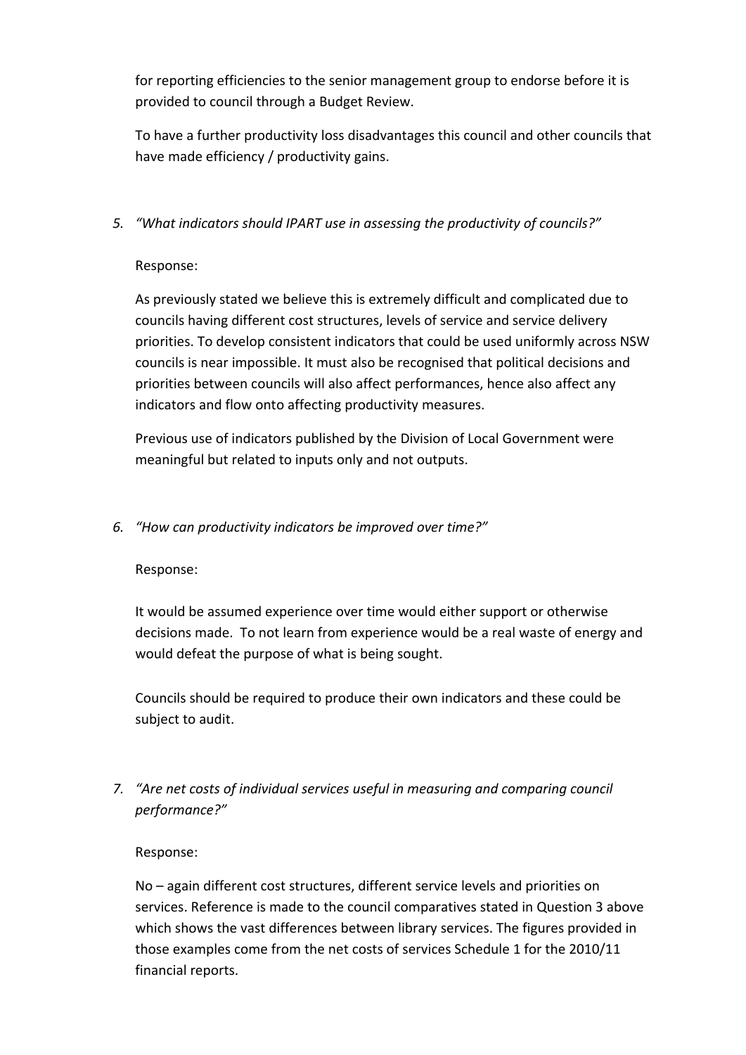for reporting efficiencies to the senior management group to endorse before it is provided to council through a Budget Review.

To have a further productivity loss disadvantages this council and other councils that have made efficiency / productivity gains.

5. *"What indicators should IPART use in assessing the productivity of councils?"*

   Response:

   As previously stated we believe this is extremely difficult and complicated due to councils having different cost structures, levels of service and service delivery priorities. To develop consistent indicators that could be used uniformly across NSW councils is near impossible. It must also be recognised that political decisions and priorities between councils will also affect performances, hence also affect any indicators and flow onto affecting productivity measures.

   Previous use of indicators published by the Division of Local Government were meaningful but related to inputs only and not outputs.

6. *"How can productivity indicators be improved over time?"*

   Response:

   It would be assumed experience over time would either support or otherwise decisions made. To not learn from experience would be a real waste of energy and would defeat the purpose of what is being sought.

   Councils should be required to produce their own indicators and these could be subject to audit.

7. *"Are net costs of individual services useful in measuring and comparing council performance?"*

   Response:

   No – again different cost structures, different service levels and priorities on services. Reference is made to the council comparatives stated in Question 3 above which shows the vast differences between library services. The figures provided in those examples come from the net costs of services Schedule 1 for the 2010/11 financial reports.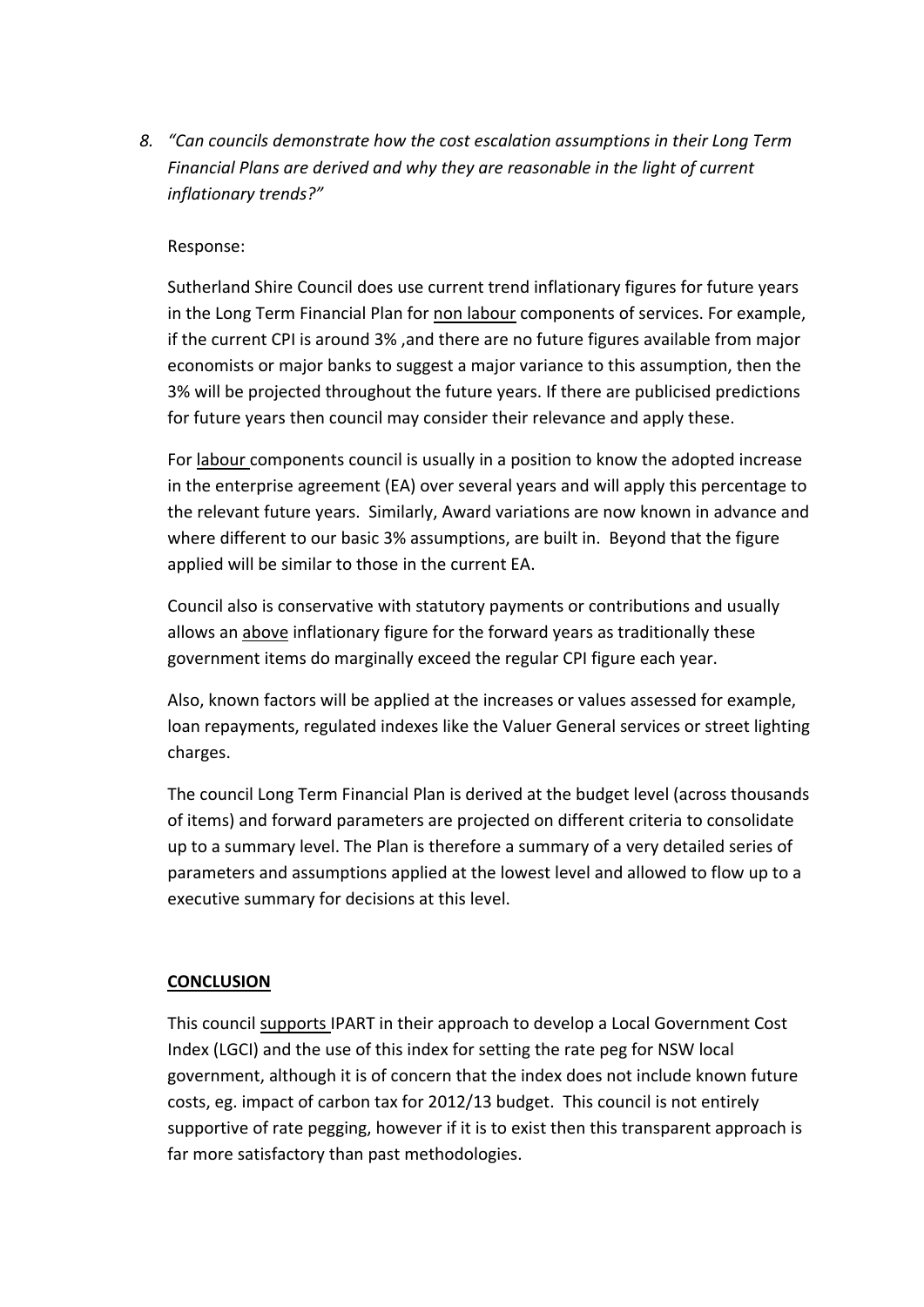8. *"Can councils demonstrate how the cost escalation assumptions in their Long Term Financial Plans are derived and why they are reasonable in the light of current inflationary trends?"*

   Response:

   Sutherland Shire Council does use current trend inflationary figures for future years in the Long Term Financial Plan for <u>non labour</u> components of services. For example, if the current CPI is around 3% ,and there are no future figures available from major economists or major banks to suggest a major variance to this assumption, then the 3% will be projected throughout the future years. If there are publicised predictions for future years then council may consider their relevance and apply these.

   For <u>labour</u> components council is usually in a position to know the adopted increase in the enterprise agreement (EA) over several years and will apply this percentage to the relevant future years. Similarly, Award variations are now known in advance and where different to our basic 3% assumptions, are built in. Beyond that the figure applied will be similar to those in the current EA.

   Council also is conservative with statutory payments or contributions and usually allows an <u>above</u> inflationary figure for the forward years as traditionally these government items do marginally exceed the regular CPI figure each year.

   Also, known factors will be applied at the increases or values assessed for example, loan repayments, regulated indexes like the Valuer General services or street lighting charges.

   The council Long Term Financial Plan is derived at the budget level (across thousands of items) and forward parameters are projected on different criteria to consolidate up to a summary level. The Plan is therefore a summary of a very detailed series of parameters and assumptions applied at the lowest level and allowed to flow up to a executive summary for decisions at this level.

**<u>CONCLUSION</u>**

This council <u>supports</u> IPART in their approach to develop a Local Government Cost Index (LGCI) and the use of this index for setting the rate peg for NSW local government, although it is of concern that the index does not include known future costs, eg. impact of carbon tax for 2012/13 budget. This council is not entirely supportive of rate pegging, however if it is to exist then this transparent approach is far more satisfactory than past methodologies.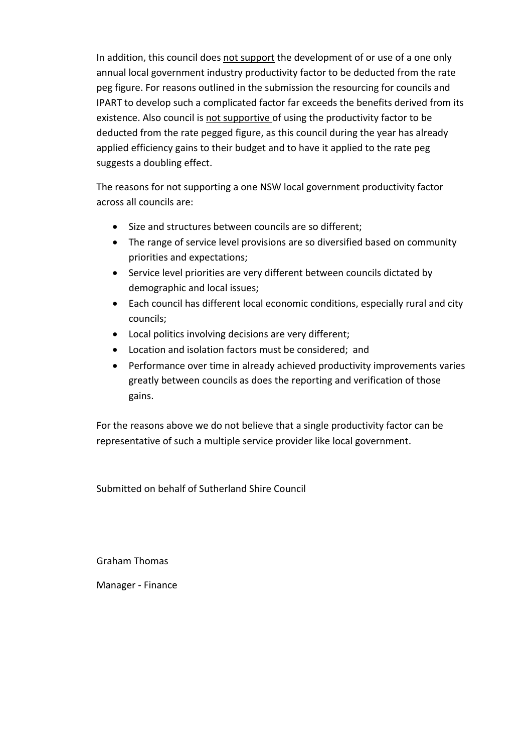In addition, this council does <u>not support</u> the development of or use of a one only annual local government industry productivity factor to be deducted from the rate peg figure. For reasons outlined in the submission the resourcing for councils and IPART to develop such a complicated factor far exceeds the benefits derived from its existence. Also council is <u>not supportive</u> of using the productivity factor to be deducted from the rate pegged figure, as this council during the year has already applied efficiency gains to their budget and to have it applied to the rate peg suggests a doubling effect.

The reasons for not supporting a one NSW local government productivity factor across all councils are:

- Size and structures between councils are so different;
- The range of service level provisions are so diversified based on community priorities and expectations;
- Service level priorities are very different between councils dictated by demographic and local issues;
- Each council has different local economic conditions, especially rural and city councils;
- Local politics involving decisions are very different;
- Location and isolation factors must be considered; and
- Performance over time in already achieved productivity improvements varies greatly between councils as does the reporting and verification of those gains.

For the reasons above we do not believe that a single productivity factor can be representative of such a multiple service provider like local government.

Submitted on behalf of Sutherland Shire Council

Graham Thomas

Manager - Finance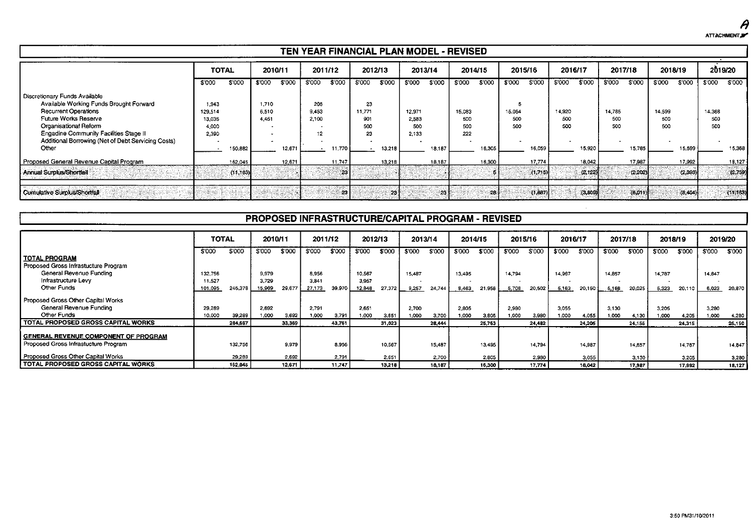ATTACHMENT A

# TEN YEAR FINANCIAL PLAN MODEL - REVISED

| | TOTAL | | 2010/11 | | 2011/12 | | 2012/13 | | 2013/14 | | 2014/15 | | 2015/16 | | 2016/17 | | 2017/18 | | 2018/19 | | 2019/20 | |
|---|---|---|---|---|---|---|---|---|---|---|---|---|---|---|---|---|---|---|---|---|---|---|
| | $'000 | $'000 | $'000 | $'000 | $'000 | $'000 | $'000 | $'000 | $'000 | $'000 | $'000 | $'000 | $'000 | $'000 | $'000 | $'000 | $'000 | $'000 | $'000 | $'000 | $'000 | $'000 |
| Discretionary Funds Available | | | | | | | | | | | | | | | | | | | | | | |
| Available Working Funds Brought Forward | 1,943 | | 1,710 | | 205 | | 23 | | | | | | 5 | | | | | | | | | |
| Recurrent Operations | 129,514 | | 6,510 | | 9,453 | | 11,771 | | 12,971 | | 15,083 | | 15,054 | | 14,920 | | 14,785 | | 14,599 | | 14,368 | |
| Future Works Reserve | 13,035 | | 4,451 | | 2,100 | | 901 | | 2,583 | | 500 | | 500 | | 500 | | 500 | | 500 | | 500 | |
| Organisational Reform | 4,000 | | - | | - | | 500 | | 500 | | 500 | | 500 | | 500 | | 500 | | 500 | | 500 | |
| Engadine Community Facilities Stage II | 2,390 | | - | | 12 | | 23 | | 2,133 | | 222 | | | | | | | | | | | |
| Additional Borrowing (Net of Debt Servicing Costs) | - | | - | | - | | - | | - | | - | | | | | | | | | | | |
| Other | - | 150,882 | - | 12,671 | - | 11,770 | - | 13,218 | | 18,187 | | 16,305 | - | 16,059 | - | 15,920 | - | 15,785 | - | 15,599 | - | 15,368 |
| Proposed General Revenue Capital Program | | 162,045 | | 12,671 | | 11,747 | | 13,218 | | 18,187 | | 16,300 | | 17,774 | | 18,042 | | 17,987 | | 17,992 | | 18,127 |
| Annual Surplus/Shortfall | | (11,163) | | - | | 23 | | - | | - | | 5 | | (1,715) | | (2,122) | | (2,202) | | (2,393) | | (2,759) |
| Cumulative Surplus/Shortfall | | | | - | | 23 | | 23 | | 23 | | 28 | | (1,687) | | (3,809) | | (6,011) | | (8,404) | | (11,163) |

# PROPOSED INFRASTRUCTURE/CAPITAL PROGRAM - REVISED

| | TOTAL | | 2010/11 | | 2011/12 | | 2012/13 | | 2013/14 | | 2014/15 | | 2015/16 | | 2016/17 | | 2017/18 | | 2018/19 | | 2019/20 | |
|---|---|---|---|---|---|---|---|---|---|---|---|---|---|---|---|---|---|---|---|---|---|---|
| | $'000 | $'000 | $'000 | $'000 | $'000 | $'000 | $'000 | $'000 | $'000 | $'000 | $'000 | $'000 | $'000 | $'000 | $'000 | $'000 | $'000 | $'000 | $'000 | $'000 | $'000 | $'000 |
| **TOTAL PROGRAM** | | | | | | | | | | | | | | | | | | | | | | |
| Proposed Gross Infrastucture Program | | | | | | | | | | | | | | | | | | | | | | |
| General Revenue Funding | 132,756 | | 9,979 | | 8,956 | | 10,567 | | 15,487 | | 13,495 | | 14,794 | | 14,987 | | 14,857 | | 14,787 | | 14,847 | |
| Infrastructure Levy | 11,527 | | 3,729 | | 3,841 | | 3,957 | | - | | - | | - | | - | | - | | - | | - | |
| Other Funds | 101,095 | 245,378 | 15,969 | 29,677 | 27,173 | 39,970 | 12,848 | 27,372 | 9,257 | 24,744 | 8,463 | 21,958 | 5,708 | 20,502 | 5,163 | 20,150 | 5,168 | 20,025 | 5,323 | 20,110 | 6,023 | 20,870 |
| Proposed Gross Other Capital Works | | | | | | | | | | | | | | | | | | | | | | |
| General Revenue Funding | 29,289 | | 2,692 | | 2,791 | | 2,651 | | 2,700 | | 2,805 | | 2,980 | | 3,055 | | 3,130 | | 3,205 | | 3,280 | |
| Other Funds | 10,000 | 39,289 | 1,000 | 3,692 | 1,000 | 3,791 | 1,000 | 3,651 | 1,000 | 3,700 | 1,000 | 3,805 | 1,000 | 3,980 | 1,000 | 4,055 | 1,000 | 4,130 | 1,000 | 4,205 | 1,000 | 4,280 |
| **TOTAL PROPOSED GROSS CAPITAL WORKS** | | 284,667 | | 33,369 | | 43,761 | | 31,023 | | 28,444 | | 25,763 | | 24,482 | | 24,205 | | 24,155 | | 24,315 | | 25,150 |
| **GENERAL REVENUE COMPONENT OF PROGRAM** | | | | | | | | | | | | | | | | | | | | | | |
| Proposed Gross Infrastucture Program | | 132,756 | | 9,979 | | 8,956 | | 10,567 | | 15,487 | | 13,495 | | 14,794 | | 14,987 | | 14,857 | | 14,787 | | 14,847 |
| Proposed Gross Other Capital Works | | 29,289 | | 2,692 | | 2,791 | | 2,651 | | 2,700 | | 2,805 | | 2,980 | | 3,055 | | 3,130 | | 3,205 | | 3,280 |
| **TOTAL PROPOSED GROSS CAPITAL WORKS** | | 162,045 | | 12,671 | | 11,747 | | 13,218 | | 18,187 | | 16,300 | | 17,774 | | 18,042 | | 17,987 | | 17,992 | | 18,127 |

3:50 PM31/10/2011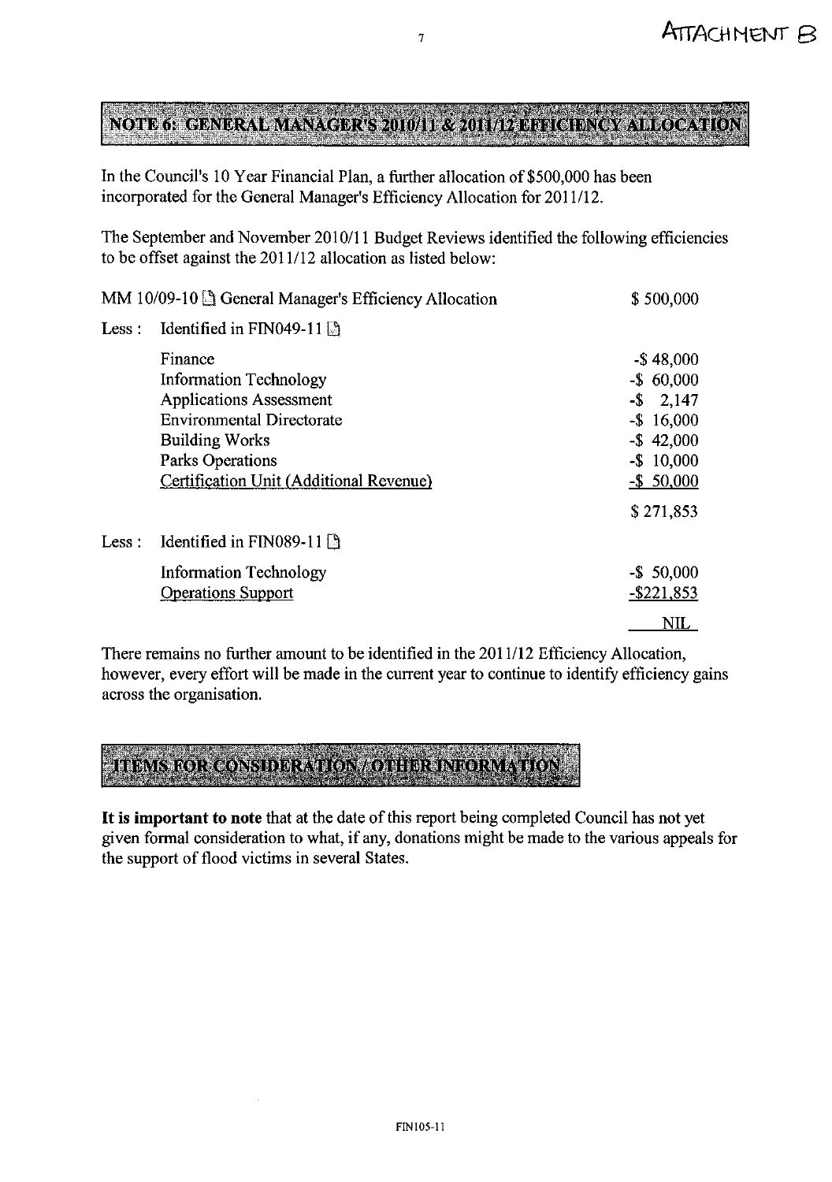ATTACHMENT B

## NOTE 6: GENERAL MANAGER'S 2010/11 & 2011/12 EFFICIENCY ALLOCATION

In the Council's 10 Year Financial Plan, a further allocation of $500,000 has been incorporated for the General Manager's Efficiency Allocation for 2011/12.

The September and November 2010/11 Budget Reviews identified the following efficiencies to be offset against the 2011/12 allocation as listed below:

| | | |
|---|---|---|
| MM 10/09-10 | General Manager's Efficiency Allocation | $ 500,000 |
| Less : | Identified in FIN049-11 | |
| | Finance | -$ 48,000 |
| | Information Technology | -$ 60,000 |
| | Applications Assessment | -$ 2,147 |
| | Environmental Directorate | -$ 16,000 |
| | Building Works | -$ 42,000 |
| | Parks Operations | -$ 10,000 |
| | Certification Unit (Additional Revenue) | -$ 50,000 |
| | | $ 271,853 |
| Less : | Identified in FIN089-11 | |
| | Information Technology | -$ 50,000 |
| | Operations Support | -$221,853 |
| | | NIL |

There remains no further amount to be identified in the 2011/12 Efficiency Allocation, however, every effort will be made in the current year to continue to identify efficiency gains across the organisation.

## ITEMS FOR CONSIDERATION / OTHER INFORMATION

**It is important to note** that at the date of this report being completed Council has not yet given formal consideration to what, if any, donations might be made to the various appeals for the support of flood victims in several States.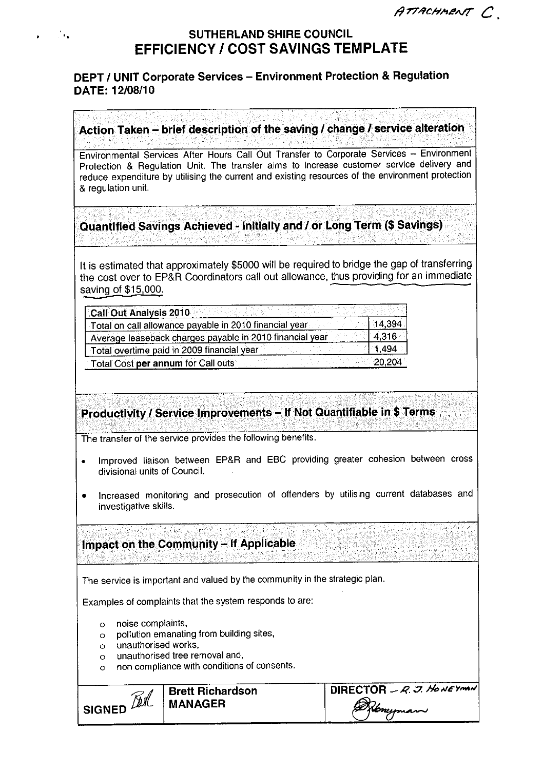ATTACHMENT C.

# SUTHERLAND SHIRE COUNCIL
# EFFICIENCY / COST SAVINGS TEMPLATE

## DEPT / UNIT Corporate Services – Environment Protection & Regulation
## DATE: 12/08/10

### Action Taken – brief description of the saving / change / service alteration

Environmental Services After Hours Call Out Transfer to Corporate Services – Environment Protection & Regulation Unit. The transfer aims to increase customer service delivery and reduce expenditure by utilising the current and existing resources of the environment protection & regulation unit.

### Quantified Savings Achieved - Initially and / or Long Term ($ Savings)

It is estimated that approximately $5000 will be required to bridge the gap of transferring the cost over to EP&R Coordinators call out allowance, thus providing for an immediate saving of $15,000.

| Call Out Analysis 2010 | |
|---|---|
| Total on call allowance payable in 2010 financial year | 14,394 |
| Average leaseback charges payable in 2010 financial year | 4,316 |
| Total overtime paid in 2009 financial year | 1,494 |
| Total Cost **per annum** for Call outs | 20,204 |

### Productivity / Service Improvements – If Not Quantifiable in $ Terms

The transfer of the service provides the following benefits.

- Improved liaison between EP&R and EBC providing greater cohesion between cross divisional units of Council.
- Increased monitoring and prosecution of offenders by utilising current databases and investigative skills.

### Impact on the Community – If Applicable

The service is important and valued by the community in the strategic plan.

Examples of complaints that the system responds to are:

- noise complaints,
- pollution emanating from building sites,
- unauthorised works,
- unauthorised tree removal and,
- non compliance with conditions of consents.

| | | |
|---|---|---|
| SIGNED | **Brett Richardson MANAGER** | **DIRECTOR** – R. J. HONEYMAN |